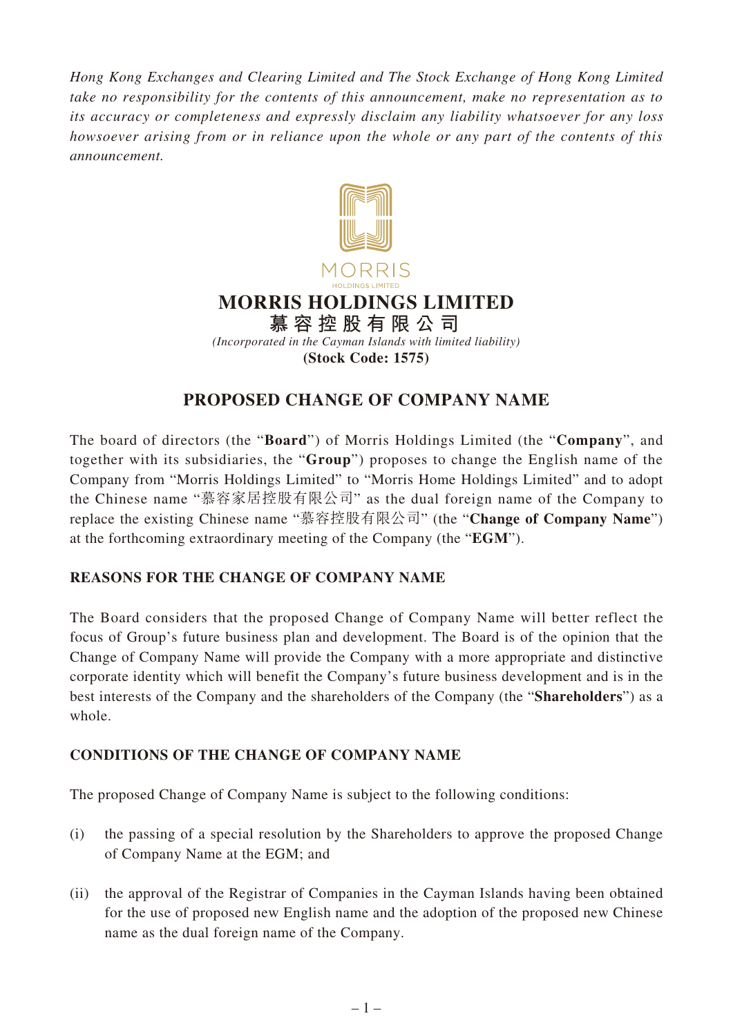*Hong Kong Exchanges and Clearing Limited and The Stock Exchange of Hong Kong Limited take no responsibility for the contents of this announcement, make no representation as to its accuracy or completeness and expressly disclaim any liability whatsoever for any loss howsoever arising from or in reliance upon the whole or any part of the contents of this announcement.*

MORRIS
HOLDINGS LIMITED

**MORRIS HOLDINGS LIMITED**
**慕容控股有限公司**
*(Incorporated in the Cayman Islands with limited liability)*
**(Stock Code: 1575)**

# PROPOSED CHANGE OF COMPANY NAME

The board of directors (the "**Board**") of Morris Holdings Limited (the "**Company**", and together with its subsidiaries, the "**Group**") proposes to change the English name of the Company from "Morris Holdings Limited" to "Morris Home Holdings Limited" and to adopt the Chinese name "慕容家居控股有限公司" as the dual foreign name of the Company to replace the existing Chinese name "慕容控股有限公司" (the "**Change of Company Name**") at the forthcoming extraordinary meeting of the Company (the "**EGM**").

## REASONS FOR THE CHANGE OF COMPANY NAME

The Board considers that the proposed Change of Company Name will better reflect the focus of Group's future business plan and development. The Board is of the opinion that the Change of Company Name will provide the Company with a more appropriate and distinctive corporate identity which will benefit the Company's future business development and is in the best interests of the Company and the shareholders of the Company (the "**Shareholders**") as a whole.

## CONDITIONS OF THE CHANGE OF COMPANY NAME

The proposed Change of Company Name is subject to the following conditions:

(i) the passing of a special resolution by the Shareholders to approve the proposed Change of Company Name at the EGM; and

(ii) the approval of the Registrar of Companies in the Cayman Islands having been obtained for the use of proposed new English name and the adoption of the proposed new Chinese name as the dual foreign name of the Company.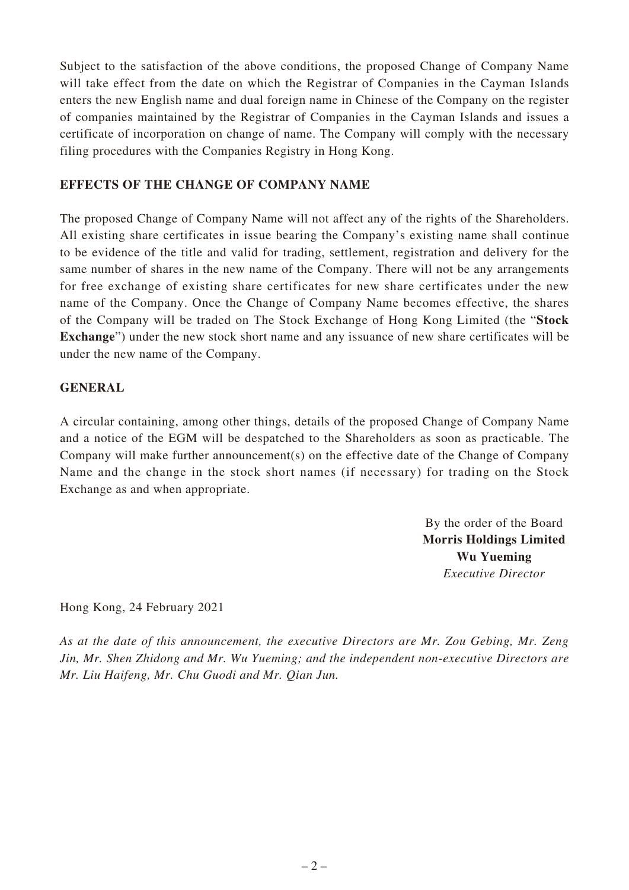Subject to the satisfaction of the above conditions, the proposed Change of Company Name will take effect from the date on which the Registrar of Companies in the Cayman Islands enters the new English name and dual foreign name in Chinese of the Company on the register of companies maintained by the Registrar of Companies in the Cayman Islands and issues a certificate of incorporation on change of name. The Company will comply with the necessary filing procedures with the Companies Registry in Hong Kong.

## EFFECTS OF THE CHANGE OF COMPANY NAME

The proposed Change of Company Name will not affect any of the rights of the Shareholders. All existing share certificates in issue bearing the Company's existing name shall continue to be evidence of the title and valid for trading, settlement, registration and delivery for the same number of shares in the new name of the Company. There will not be any arrangements for free exchange of existing share certificates for new share certificates under the new name of the Company. Once the Change of Company Name becomes effective, the shares of the Company will be traded on The Stock Exchange of Hong Kong Limited (the "**Stock Exchange**") under the new stock short name and any issuance of new share certificates will be under the new name of the Company.

## GENERAL

A circular containing, among other things, details of the proposed Change of Company Name and a notice of the EGM will be despatched to the Shareholders as soon as practicable. The Company will make further announcement(s) on the effective date of the Change of Company Name and the change in the stock short names (if necessary) for trading on the Stock Exchange as and when appropriate.

By the order of the Board
**Morris Holdings Limited**
**Wu Yueming**
*Executive Director*

Hong Kong, 24 February 2021

*As at the date of this announcement, the executive Directors are Mr. Zou Gebing, Mr. Zeng Jin, Mr. Shen Zhidong and Mr. Wu Yueming; and the independent non-executive Directors are Mr. Liu Haifeng, Mr. Chu Guodi and Mr. Qian Jun.*